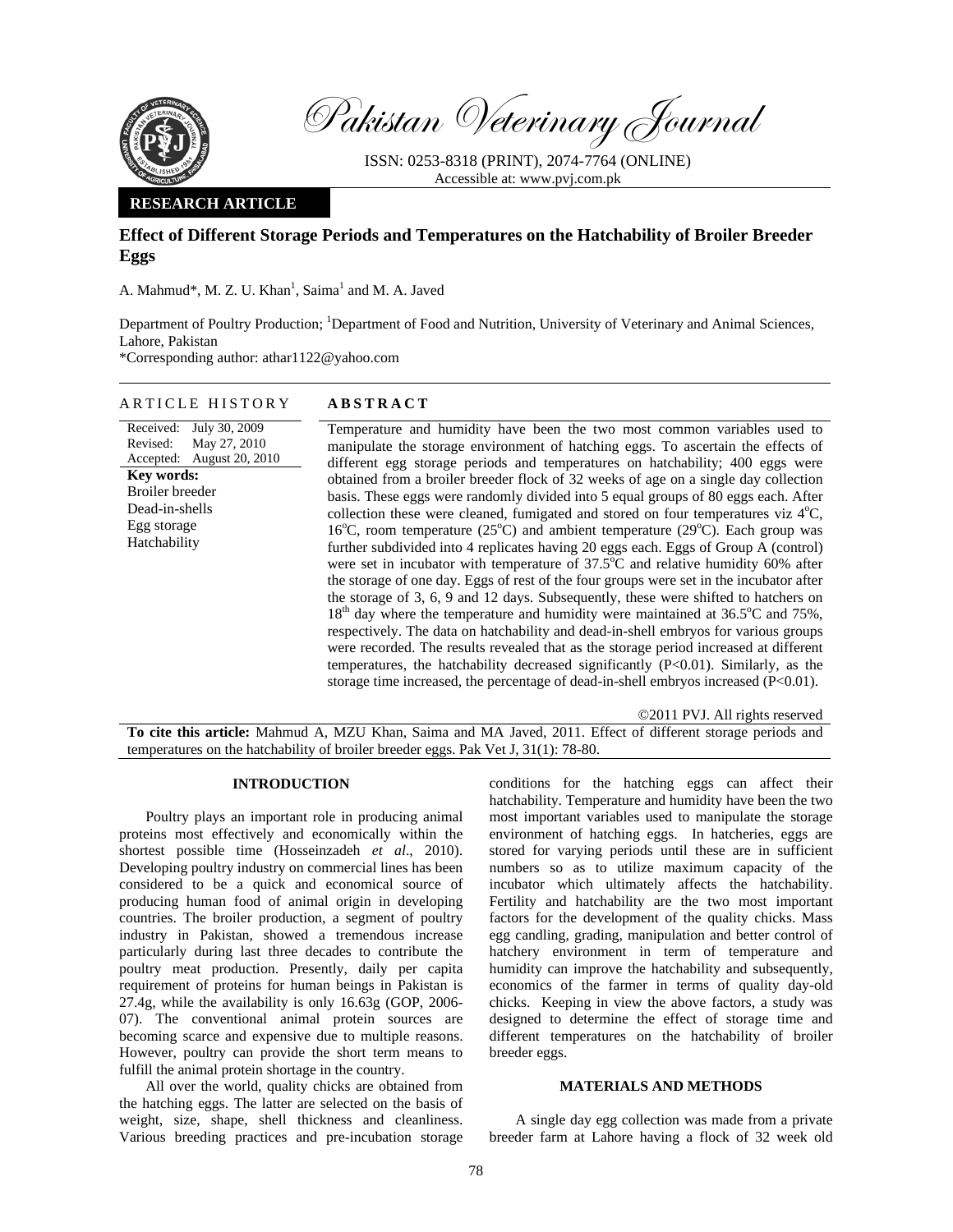# Pakistan Veterinary Journal

ISSN: 0253-8318 (PRINT), 2074-7764 (ONLINE)
Accessible at: www.pvj.com.pk

**RESEARCH ARTICLE**

## Effect of Different Storage Periods and Temperatures on the Hatchability of Broiler Breeder Eggs

A. Mahmud*, M. Z. U. Khan[1], Saima[1] and M. A. Javed

Department of Poultry Production; [1]Department of Food and Nutrition, University of Veterinary and Animal Sciences, Lahore, Pakistan

*Corresponding author: athar1122@yahoo.com

**ARTICLE HISTORY**

Received: July 30, 2009
Revised: May 27, 2010
Accepted: August 20, 2010

**Key words:**
Broiler breeder
Dead-in-shells
Egg storage
Hatchability

**ABSTRACT**

Temperature and humidity have been the two most common variables used to manipulate the storage environment of hatching eggs. To ascertain the effects of different egg storage periods and temperatures on hatchability; 400 eggs were obtained from a broiler breeder flock of 32 weeks of age on a single day collection basis. These eggs were randomly divided into 5 equal groups of 80 eggs each. After collection these were cleaned, fumigated and stored on four temperatures viz $4^{o}$C, $16^{o}$C, room temperature ($25^{o}$C) and ambient temperature ($29^{o}$C). Each group was further subdivided into 4 replicates having 20 eggs each. Eggs of Group A (control) were set in incubator with temperature of $37.5^{o}$C and relative humidity 60% after the storage of one day. Eggs of rest of the four groups were set in the incubator after the storage of 3, 6, 9 and 12 days. Subsequently, these were shifted to hatchers on $18^{th}$ day where the temperature and humidity were maintained at $36.5^{o}$C and 75%, respectively. The data on hatchability and dead-in-shell embryos for various groups were recorded. The results revealed that as the storage period increased at different temperatures, the hatchability decreased significantly ($P<0.01$). Similarly, as the storage time increased, the percentage of dead-in-shell embryos increased ($P<0.01$).

©2011 PVJ. All rights reserved

**To cite this article:** Mahmud A, MZU Khan, Saima and MA Javed, 2011. Effect of different storage periods and temperatures on the hatchability of broiler breeder eggs. Pak Vet J, 31(1): 78-80.

## INTRODUCTION

Poultry plays an important role in producing animal proteins most effectively and economically within the shortest possible time (Hosseinzadeh *et al*., 2010). Developing poultry industry on commercial lines has been considered to be a quick and economical source of producing human food of animal origin in developing countries. The broiler production, a segment of poultry industry in Pakistan, showed a tremendous increase particularly during last three decades to contribute the poultry meat production. Presently, daily per capita requirement of proteins for human beings in Pakistan is 27.4g, while the availability is only 16.63g (GOP, 2006-07). The conventional animal protein sources are becoming scarce and expensive due to multiple reasons. However, poultry can provide the short term means to fulfill the animal protein shortage in the country.

All over the world, quality chicks are obtained from the hatching eggs. The latter are selected on the basis of weight, size, shape, shell thickness and cleanliness. Various breeding practices and pre-incubation storage conditions for the hatching eggs can affect their hatchability. Temperature and humidity have been the two most important variables used to manipulate the storage environment of hatching eggs. In hatcheries, eggs are stored for varying periods until these are in sufficient numbers so as to utilize maximum capacity of the incubator which ultimately affects the hatchability. Fertility and hatchability are the two most important factors for the development of the quality chicks. Mass egg candling, grading, manipulation and better control of hatchery environment in term of temperature and humidity can improve the hatchability and subsequently, economics of the farmer in terms of quality day-old chicks. Keeping in view the above factors, a study was designed to determine the effect of storage time and different temperatures on the hatchability of broiler breeder eggs.

## MATERIALS AND METHODS

A single day egg collection was made from a private breeder farm at Lahore having a flock of 32 week old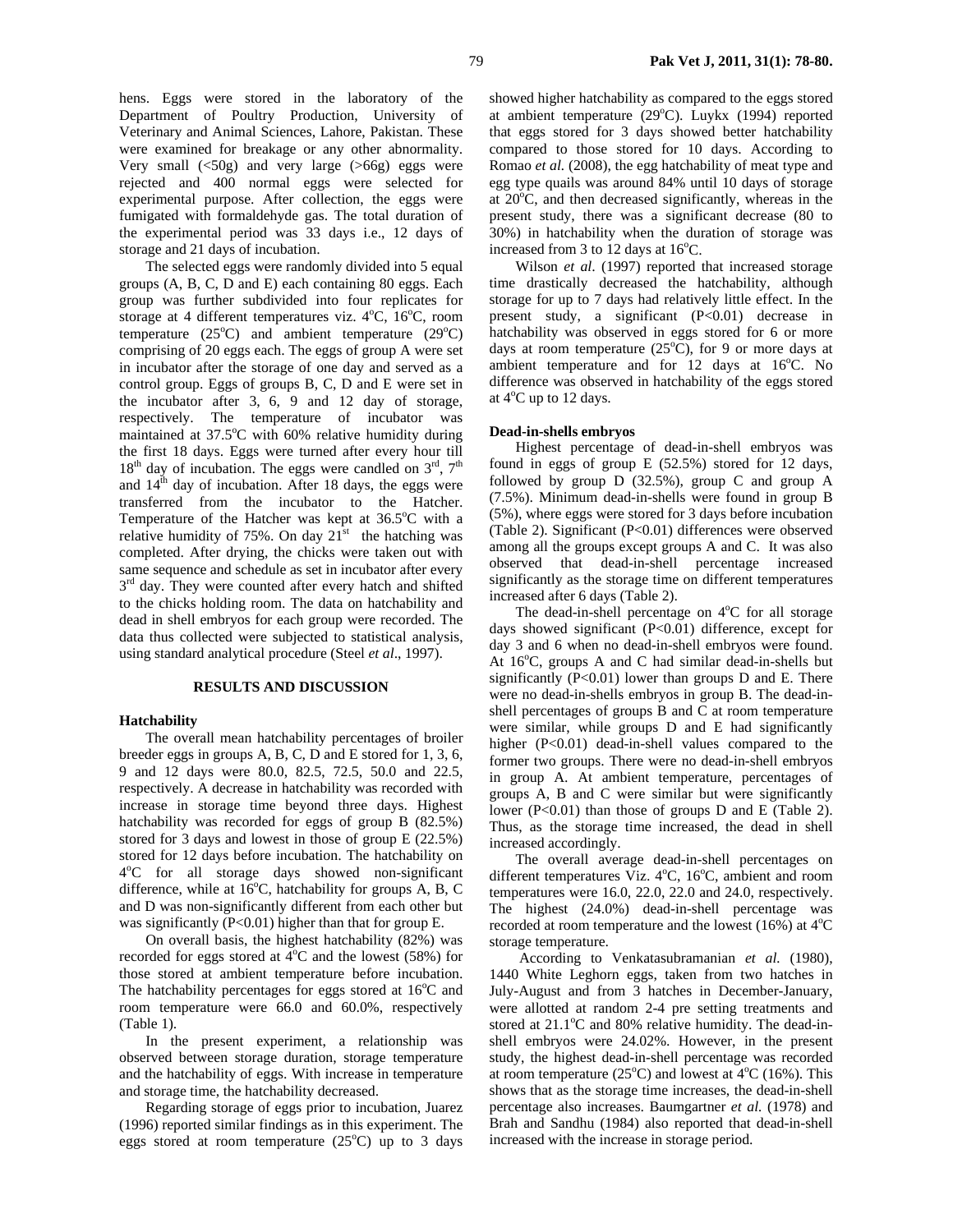hens. Eggs were stored in the laboratory of the Department of Poultry Production, University of Veterinary and Animal Sciences, Lahore, Pakistan. These were examined for breakage or any other abnormality. Very small (<50g) and very large (>66g) eggs were rejected and 400 normal eggs were selected for experimental purpose. After collection, the eggs were fumigated with formaldehyde gas. The total duration of the experimental period was 33 days i.e., 12 days of storage and 21 days of incubation.

The selected eggs were randomly divided into 5 equal groups (A, B, C, D and E) each containing 80 eggs. Each group was further subdivided into four replicates for storage at 4 different temperatures viz. 4°C, 16°C, room temperature (25°C) and ambient temperature (29°C) comprising of 20 eggs each. The eggs of group A were set in incubator after the storage of one day and served as a control group. Eggs of groups B, C, D and E were set in the incubator after 3, 6, 9 and 12 day of storage, respectively. The temperature of incubator was maintained at 37.5°C with 60% relative humidity during the first 18 days. Eggs were turned after every hour till 18th day of incubation. The eggs were candled on 3rd, 7th and 14th day of incubation. After 18 days, the eggs were transferred from the incubator to the Hatcher. Temperature of the Hatcher was kept at 36.5°C with a relative humidity of 75%. On day 21st the hatching was completed. After drying, the chicks were taken out with same sequence and schedule as set in incubator after every 3rd day. They were counted after every hatch and shifted to the chicks holding room. The data on hatchability and dead in shell embryos for each group were recorded. The data thus collected were subjected to statistical analysis, using standard analytical procedure (Steel *et al*., 1997).

## RESULTS AND DISCUSSION

### Hatchability

The overall mean hatchability percentages of broiler breeder eggs in groups A, B, C, D and E stored for 1, 3, 6, 9 and 12 days were 80.0, 82.5, 72.5, 50.0 and 22.5, respectively. A decrease in hatchability was recorded with increase in storage time beyond three days. Highest hatchability was recorded for eggs of group B (82.5%) stored for 3 days and lowest in those of group E (22.5%) stored for 12 days before incubation. The hatchability on 4°C for all storage days showed non-significant difference, while at 16°C, hatchability for groups A, B, C and D was non-significantly different from each other but was significantly ($P<0.01$) higher than that for group E.

On overall basis, the highest hatchability (82%) was recorded for eggs stored at 4°C and the lowest (58%) for those stored at ambient temperature before incubation. The hatchability percentages for eggs stored at 16°C and room temperature were 66.0 and 60.0%, respectively (Table 1).

In the present experiment, a relationship was observed between storage duration, storage temperature and the hatchability of eggs. With increase in temperature and storage time, the hatchability decreased.

Regarding storage of eggs prior to incubation, Juarez (1996) reported similar findings as in this experiment. The eggs stored at room temperature (25°C) up to 3 days showed higher hatchability as compared to the eggs stored at ambient temperature (29°C). Luykx (1994) reported that eggs stored for 3 days showed better hatchability compared to those stored for 10 days. According to Romao *et al.* (2008), the egg hatchability of meat type and egg type quails was around 84% until 10 days of storage at 20°C, and then decreased significantly, whereas in the present study, there was a significant decrease (80 to 30%) in hatchability when the duration of storage was increased from 3 to 12 days at 16°C.

Wilson *et al*. (1997) reported that increased storage time drastically decreased the hatchability, although storage for up to 7 days had relatively little effect. In the present study, a significant ($P<0.01$) decrease in hatchability was observed in eggs stored for 6 or more days at room temperature (25°C), for 9 or more days at ambient temperature and for 12 days at 16°C. No difference was observed in hatchability of the eggs stored at 4°C up to 12 days.

### Dead-in-shells embryos

Highest percentage of dead-in-shell embryos was found in eggs of group E (52.5%) stored for 12 days, followed by group D (32.5%), group C and group A (7.5%). Minimum dead-in-shells were found in group B (5%), where eggs were stored for 3 days before incubation (Table 2). Significant ($P<0.01$) differences were observed among all the groups except groups A and C. It was also observed that dead-in-shell percentage increased significantly as the storage time on different temperatures increased after 6 days (Table 2).

The dead-in-shell percentage on 4°C for all storage days showed significant ($P<0.01$) difference, except for day 3 and 6 when no dead-in-shell embryos were found. At 16°C, groups A and C had similar dead-in-shells but significantly ($P<0.01$) lower than groups D and E. There were no dead-in-shells embryos in group B. The dead-in-shell percentages of groups B and C at room temperature were similar, while groups D and E had significantly higher ($P<0.01$) dead-in-shell values compared to the former two groups. There were no dead-in-shell embryos in group A. At ambient temperature, percentages of groups A, B and C were similar but were significantly lower ($P<0.01$) than those of groups D and E (Table 2). Thus, as the storage time increased, the dead in shell increased accordingly.

The overall average dead-in-shell percentages on different temperatures Viz. 4°C, 16°C, ambient and room temperatures were 16.0, 22.0, 22.0 and 24.0, respectively. The highest (24.0%) dead-in-shell percentage was recorded at room temperature and the lowest (16%) at 4°C storage temperature.

According to Venkatasubramanian *et al.* (1980), 1440 White Leghorn eggs, taken from two hatches in July-August and from 3 hatches in December-January, were allotted at random 2-4 pre setting treatments and stored at 21.1°C and 80% relative humidity. The dead-in-shell embryos were 24.02%. However, in the present study, the highest dead-in-shell percentage was recorded at room temperature (25°C) and lowest at 4°C (16%). This shows that as the storage time increases, the dead-in-shell percentage also increases. Baumgartner *et al.* (1978) and Brah and Sandhu (1984) also reported that dead-in-shell increased with the increase in storage period.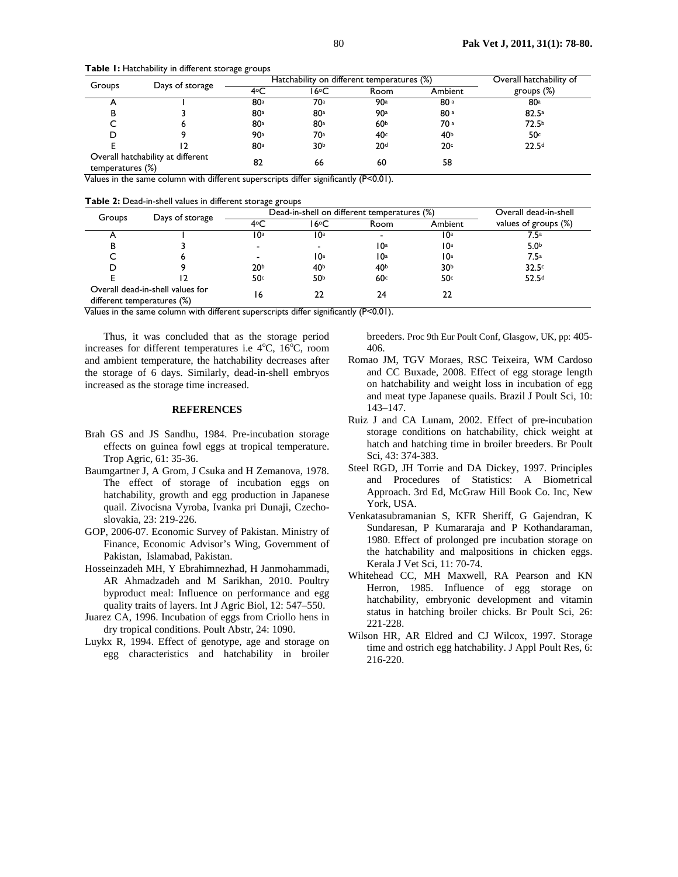**Table 1:** Hatchability in different storage groups

| Groups | Days of storage | Hatchability on different temperatures (%) | | | | Overall hatchability of groups (%) |
|---|---|---|---|---|---|---|
| | | 4°C | 16°C | Room | Ambient | |
| A | 1 | 80[a] | 70[a] | 90[a] | 80[a] | 80[a] |
| B | 3 | 80[a] | 80[a] | 90[a] | 80[a] | 82.5[a] |
| C | 6 | 80[a] | 80[a] | 60[b] | 70[a] | 72.5[b] |
| D | 9 | 90[a] | 70[a] | 40[c] | 40[b] | 50[c] |
| E | 12 | 80[a] | 30[b] | 20[d] | 20[c] | 22.5[d] |
| Overall hatchability at different temperatures (%) | | 82 | 66 | 60 | 58 | |

Values in the same column with different superscripts differ significantly (P<0.01).

**Table 2:** Dead-in-shell values in different storage groups

| Groups | Days of storage | Dead-in-shell on different temperatures (%) | | | | Overall dead-in-shell values of groups (%) |
|---|---|---|---|---|---|---|
| | | 4°C | 16°C | Room | Ambient | |
| A | 1 | 10[a] | 10[a] | - | 10[a] | 7.5[a] |
| B | 3 | - | - | 10[a] | 10[a] | 5.0[b] |
| C | 6 | - | 10[a] | 10[a] | 10[a] | 7.5[a] |
| D | 9 | 20[b] | 40[b] | 40[b] | 30[b] | 32.5[c] |
| E | 12 | 50[c] | 50[b] | 60[c] | 50[c] | 52.5[d] |
| Overall dead-in-shell values for different temperatures (%) | | 16 | 22 | 24 | 22 | |

Values in the same column with different superscripts differ significantly (P<0.01).

Thus, it was concluded that as the storage period increases for different temperatures i.e 4°C, 16°C, room and ambient temperature, the hatchability decreases after the storage of 6 days. Similarly, dead-in-shell embryos increased as the storage time increased.

## REFERENCES

- Brah GS and JS Sandhu, 1984. Pre-incubation storage effects on guinea fowl eggs at tropical temperature. Trop Agric, 61: 35-36.
- Baumgartner J, A Grom, J Csuka and H Zemanova, 1978. The effect of storage of incubation eggs on hatchability, growth and egg production in Japanese quail. Zivocisna Vyroba, Ivanka pri Dunaji, Czechoslovakia, 23: 219-226.
- GOP, 2006-07. Economic Survey of Pakistan. Ministry of Finance, Economic Advisor's Wing, Government of Pakistan, Islamabad, Pakistan.
- Hosseinzadeh MH, Y Ebrahimnezhad, H Janmohammadi, AR Ahmadzadeh and M Sarikhan, 2010. Poultry byproduct meal: Influence on performance and egg quality traits of layers. Int J Agric Biol, 12: 547–550.
- Juarez CA, 1996. Incubation of eggs from Criollo hens in dry tropical conditions. Poult Abstr, 24: 1090.
- Luykx R, 1994. Effect of genotype, age and storage on egg characteristics and hatchability in broiler breeders. Proc 9th Eur Poult Conf, Glasgow, UK, pp: 405-406.
- Romao JM, TGV Moraes, RSC Teixeira, WM Cardoso and CC Buxade, 2008. Effect of egg storage length on hatchability and weight loss in incubation of egg and meat type Japanese quails. Brazil J Poult Sci, 10: 143–147.
- Ruiz J and CA Lunam, 2002. Effect of pre-incubation storage conditions on hatchability, chick weight at hatch and hatching time in broiler breeders. Br Poult Sci, 43: 374-383.
- Steel RGD, JH Torrie and DA Dickey, 1997. Principles and Procedures of Statistics: A Biometrical Approach. 3rd Ed, McGraw Hill Book Co. Inc, New York, USA.
- Venkatasubramanian S, KFR Sheriff, G Gajendran, K Sundaresan, P Kumararaja and P Kothandaraman, 1980. Effect of prolonged pre incubation storage on the hatchability and malpositions in chicken eggs. Kerala J Vet Sci, 11: 70-74.
- Whitehead CC, MH Maxwell, RA Pearson and KN Herron, 1985. Influence of egg storage on hatchability, embryonic development and vitamin status in hatching broiler chicks. Br Poult Sci, 26: 221-228.
- Wilson HR, AR Eldred and CJ Wilcox, 1997. Storage time and ostrich egg hatchability. J Appl Poult Res, 6: 216-220.